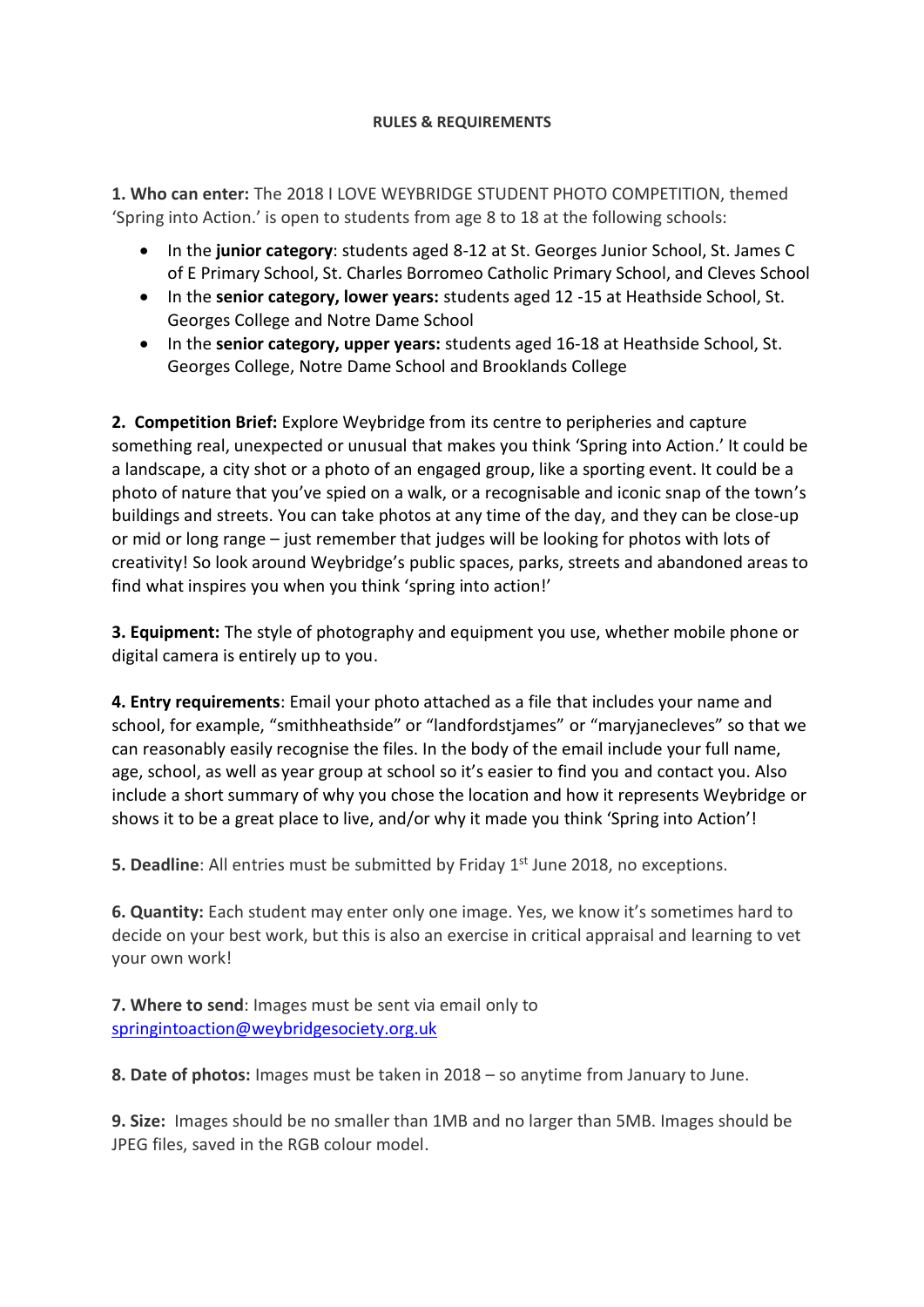# RULES & REQUIREMENTS

**1. Who can enter:** The 2018 I LOVE WEYBRIDGE STUDENT PHOTO COMPETITION, themed 'Spring into Action.' is open to students from age 8 to 18 at the following schools:

- In the **junior category**: students aged 8-12 at St. Georges Junior School, St. James C of E Primary School, St. Charles Borromeo Catholic Primary School, and Cleves School
- In the **senior category, lower years:** students aged 12 -15 at Heathside School, St. Georges College and Notre Dame School
- In the **senior category, upper years:** students aged 16-18 at Heathside School, St. Georges College, Notre Dame School and Brooklands College

**2. Competition Brief:** Explore Weybridge from its centre to peripheries and capture something real, unexpected or unusual that makes you think 'Spring into Action.' It could be a landscape, a city shot or a photo of an engaged group, like a sporting event. It could be a photo of nature that you've spied on a walk, or a recognisable and iconic snap of the town's buildings and streets. You can take photos at any time of the day, and they can be close-up or mid or long range – just remember that judges will be looking for photos with lots of creativity! So look around Weybridge's public spaces, parks, streets and abandoned areas to find what inspires you when you think 'spring into action!'

**3. Equipment:** The style of photography and equipment you use, whether mobile phone or digital camera is entirely up to you.

**4. Entry requirements**: Email your photo attached as a file that includes your name and school, for example, "smithheathside" or "landfordstjames" or "maryjanecleves" so that we can reasonably easily recognise the files. In the body of the email include your full name, age, school, as well as year group at school so it's easier to find you and contact you. Also include a short summary of why you chose the location and how it represents Weybridge or shows it to be a great place to live, and/or why it made you think 'Spring into Action'!

**5. Deadline**: All entries must be submitted by Friday 1st June 2018, no exceptions.

**6. Quantity:** Each student may enter only one image. Yes, we know it's sometimes hard to decide on your best work, but this is also an exercise in critical appraisal and learning to vet your own work!

**7. Where to send**: Images must be sent via email only to springintoaction@weybridgesociety.org.uk

**8. Date of photos:** Images must be taken in 2018 – so anytime from January to June.

**9. Size:** Images should be no smaller than 1MB and no larger than 5MB. Images should be JPEG files, saved in the RGB colour model.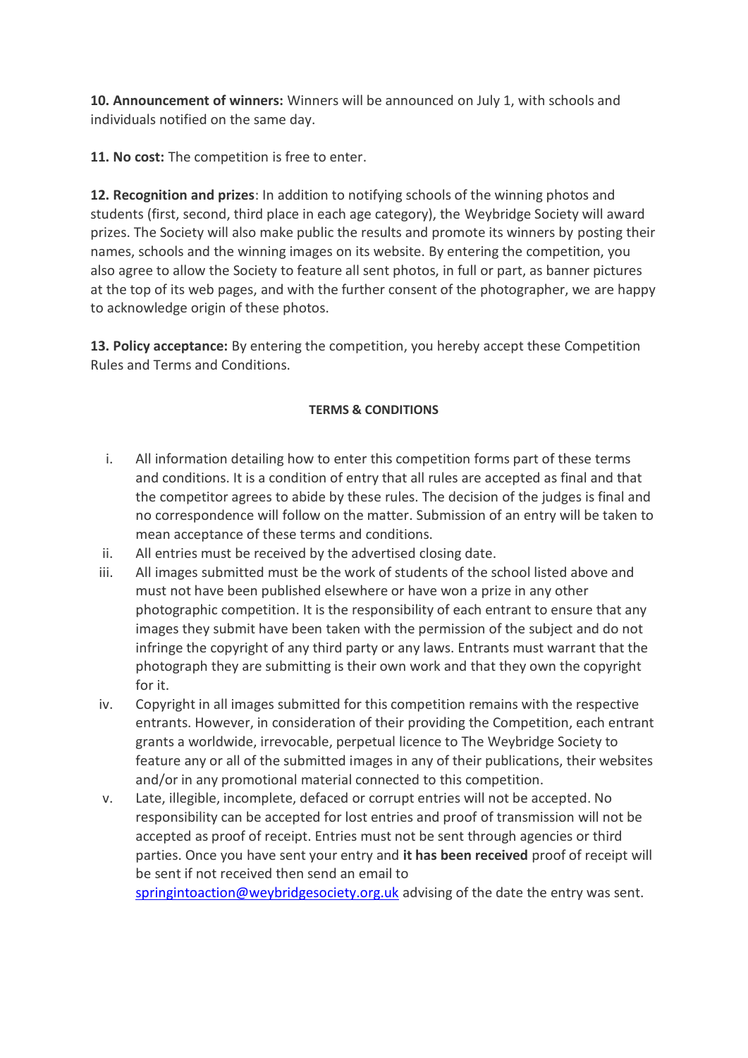**10. Announcement of winners:** Winners will be announced on July 1, with schools and individuals notified on the same day.

**11. No cost:** The competition is free to enter.

**12. Recognition and prizes**: In addition to notifying schools of the winning photos and students (first, second, third place in each age category), the Weybridge Society will award prizes. The Society will also make public the results and promote its winners by posting their names, schools and the winning images on its website. By entering the competition, you also agree to allow the Society to feature all sent photos, in full or part, as banner pictures at the top of its web pages, and with the further consent of the photographer, we are happy to acknowledge origin of these photos.

**13. Policy acceptance:** By entering the competition, you hereby accept these Competition Rules and Terms and Conditions.

**TERMS & CONDITIONS**

i. All information detailing how to enter this competition forms part of these terms and conditions. It is a condition of entry that all rules are accepted as final and that the competitor agrees to abide by these rules. The decision of the judges is final and no correspondence will follow on the matter. Submission of an entry will be taken to mean acceptance of these terms and conditions.

ii. All entries must be received by the advertised closing date.

iii. All images submitted must be the work of students of the school listed above and must not have been published elsewhere or have won a prize in any other photographic competition. It is the responsibility of each entrant to ensure that any images they submit have been taken with the permission of the subject and do not infringe the copyright of any third party or any laws. Entrants must warrant that the photograph they are submitting is their own work and that they own the copyright for it.

iv. Copyright in all images submitted for this competition remains with the respective entrants. However, in consideration of their providing the Competition, each entrant grants a worldwide, irrevocable, perpetual licence to The Weybridge Society to feature any or all of the submitted images in any of their publications, their websites and/or in any promotional material connected to this competition.

v. Late, illegible, incomplete, defaced or corrupt entries will not be accepted. No responsibility can be accepted for lost entries and proof of transmission will not be accepted as proof of receipt. Entries must not be sent through agencies or third parties. Once you have sent your entry and **it has been received** proof of receipt will be sent if not received then send an email to springintoaction@weybridgesociety.org.uk advising of the date the entry was sent.